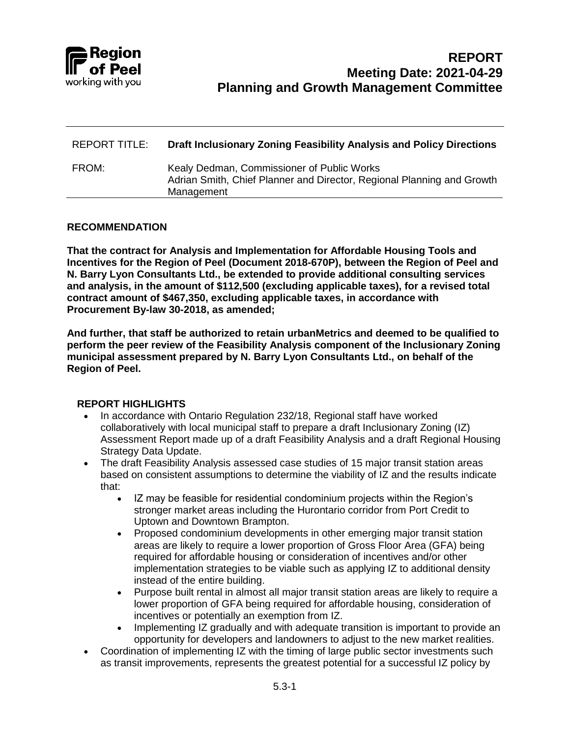# REPORT
## Meeting Date: 2021-04-29
## Planning and Growth Management Committee

| | |
|---|---|
| REPORT TITLE: | **Draft Inclusionary Zoning Feasibility Analysis and Policy Directions** |
| FROM: | Kealy Dedman, Commissioner of Public Works<br>Adrian Smith, Chief Planner and Director, Regional Planning and Growth Management |

### RECOMMENDATION

**That the contract for Analysis and Implementation for Affordable Housing Tools and Incentives for the Region of Peel (Document 2018-670P), between the Region of Peel and N. Barry Lyon Consultants Ltd., be extended to provide additional consulting services and analysis, in the amount of $112,500 (excluding applicable taxes), for a revised total contract amount of $467,350, excluding applicable taxes, in accordance with Procurement By-law 30-2018, as amended;**

**And further, that staff be authorized to retain urbanMetrics and deemed to be qualified to perform the peer review of the Feasibility Analysis component of the Inclusionary Zoning municipal assessment prepared by N. Barry Lyon Consultants Ltd., on behalf of the Region of Peel.**

### REPORT HIGHLIGHTS

- In accordance with Ontario Regulation 232/18, Regional staff have worked collaboratively with local municipal staff to prepare a draft Inclusionary Zoning (IZ) Assessment Report made up of a draft Feasibility Analysis and a draft Regional Housing Strategy Data Update.
- The draft Feasibility Analysis assessed case studies of 15 major transit station areas based on consistent assumptions to determine the viability of IZ and the results indicate that:
  - IZ may be feasible for residential condominium projects within the Region's stronger market areas including the Hurontario corridor from Port Credit to Uptown and Downtown Brampton.
  - Proposed condominium developments in other emerging major transit station areas are likely to require a lower proportion of Gross Floor Area (GFA) being required for affordable housing or consideration of incentives and/or other implementation strategies to be viable such as applying IZ to additional density instead of the entire building.
  - Purpose built rental in almost all major transit station areas are likely to require a lower proportion of GFA being required for affordable housing, consideration of incentives or potentially an exemption from IZ.
  - Implementing IZ gradually and with adequate transition is important to provide an opportunity for developers and landowners to adjust to the new market realities.
- Coordination of implementing IZ with the timing of large public sector investments such as transit improvements, represents the greatest potential for a successful IZ policy by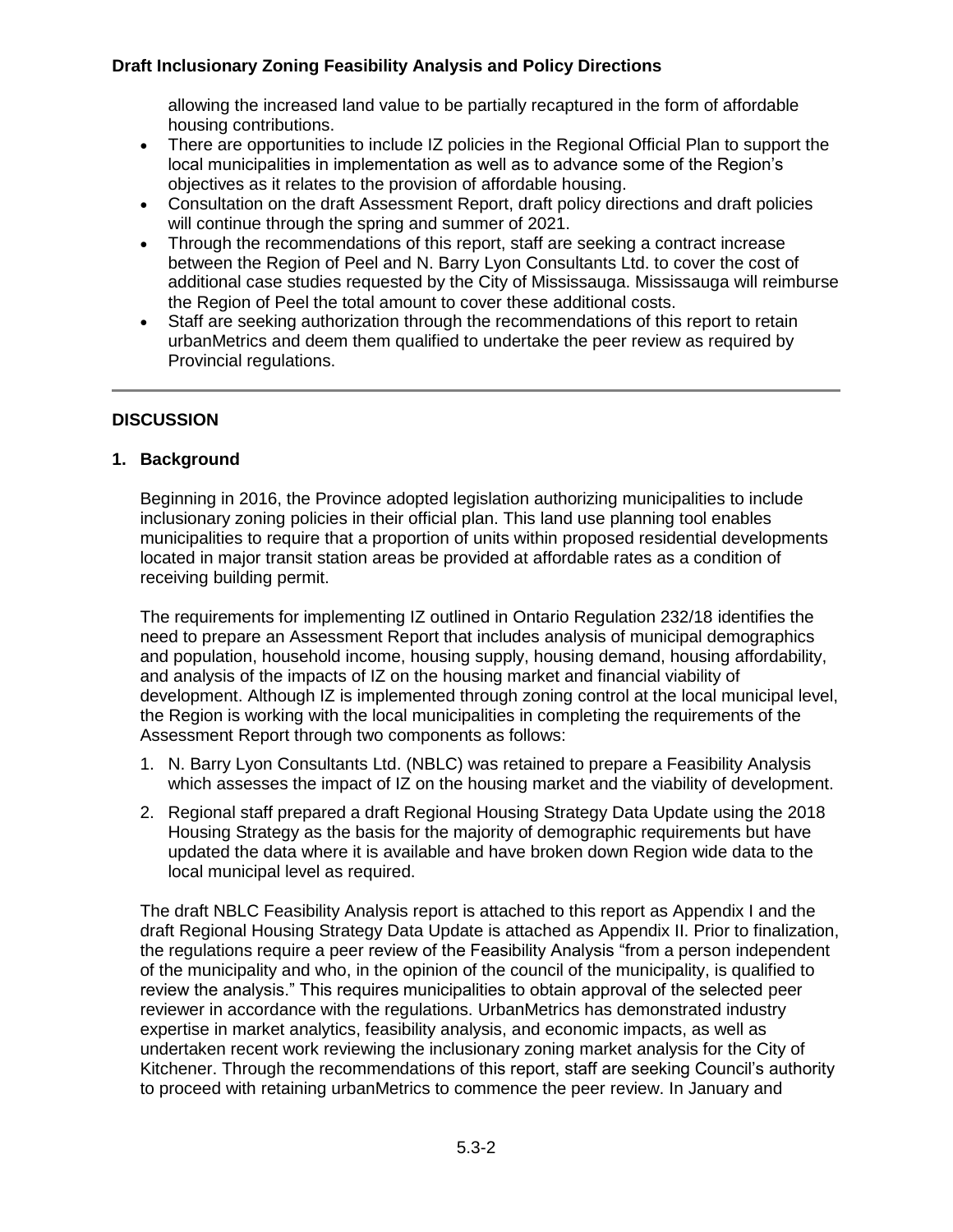allowing the increased land value to be partially recaptured in the form of affordable housing contributions.

- There are opportunities to include IZ policies in the Regional Official Plan to support the local municipalities in implementation as well as to advance some of the Region's objectives as it relates to the provision of affordable housing.
- Consultation on the draft Assessment Report, draft policy directions and draft policies will continue through the spring and summer of 2021.
- Through the recommendations of this report, staff are seeking a contract increase between the Region of Peel and N. Barry Lyon Consultants Ltd. to cover the cost of additional case studies requested by the City of Mississauga. Mississauga will reimburse the Region of Peel the total amount to cover these additional costs.
- Staff are seeking authorization through the recommendations of this report to retain urbanMetrics and deem them qualified to undertake the peer review as required by Provincial regulations.

## DISCUSSION

### 1. Background

Beginning in 2016, the Province adopted legislation authorizing municipalities to include inclusionary zoning policies in their official plan. This land use planning tool enables municipalities to require that a proportion of units within proposed residential developments located in major transit station areas be provided at affordable rates as a condition of receiving building permit.

The requirements for implementing IZ outlined in Ontario Regulation 232/18 identifies the need to prepare an Assessment Report that includes analysis of municipal demographics and population, household income, housing supply, housing demand, housing affordability, and analysis of the impacts of IZ on the housing market and financial viability of development. Although IZ is implemented through zoning control at the local municipal level, the Region is working with the local municipalities in completing the requirements of the Assessment Report through two components as follows:

1. N. Barry Lyon Consultants Ltd. (NBLC) was retained to prepare a Feasibility Analysis which assesses the impact of IZ on the housing market and the viability of development.
2. Regional staff prepared a draft Regional Housing Strategy Data Update using the 2018 Housing Strategy as the basis for the majority of demographic requirements but have updated the data where it is available and have broken down Region wide data to the local municipal level as required.

The draft NBLC Feasibility Analysis report is attached to this report as Appendix I and the draft Regional Housing Strategy Data Update is attached as Appendix II. Prior to finalization, the regulations require a peer review of the Feasibility Analysis "from a person independent of the municipality and who, in the opinion of the council of the municipality, is qualified to review the analysis." This requires municipalities to obtain approval of the selected peer reviewer in accordance with the regulations. UrbanMetrics has demonstrated industry expertise in market analytics, feasibility analysis, and economic impacts, as well as undertaken recent work reviewing the inclusionary zoning market analysis for the City of Kitchener. Through the recommendations of this report, staff are seeking Council's authority to proceed with retaining urbanMetrics to commence the peer review. In January and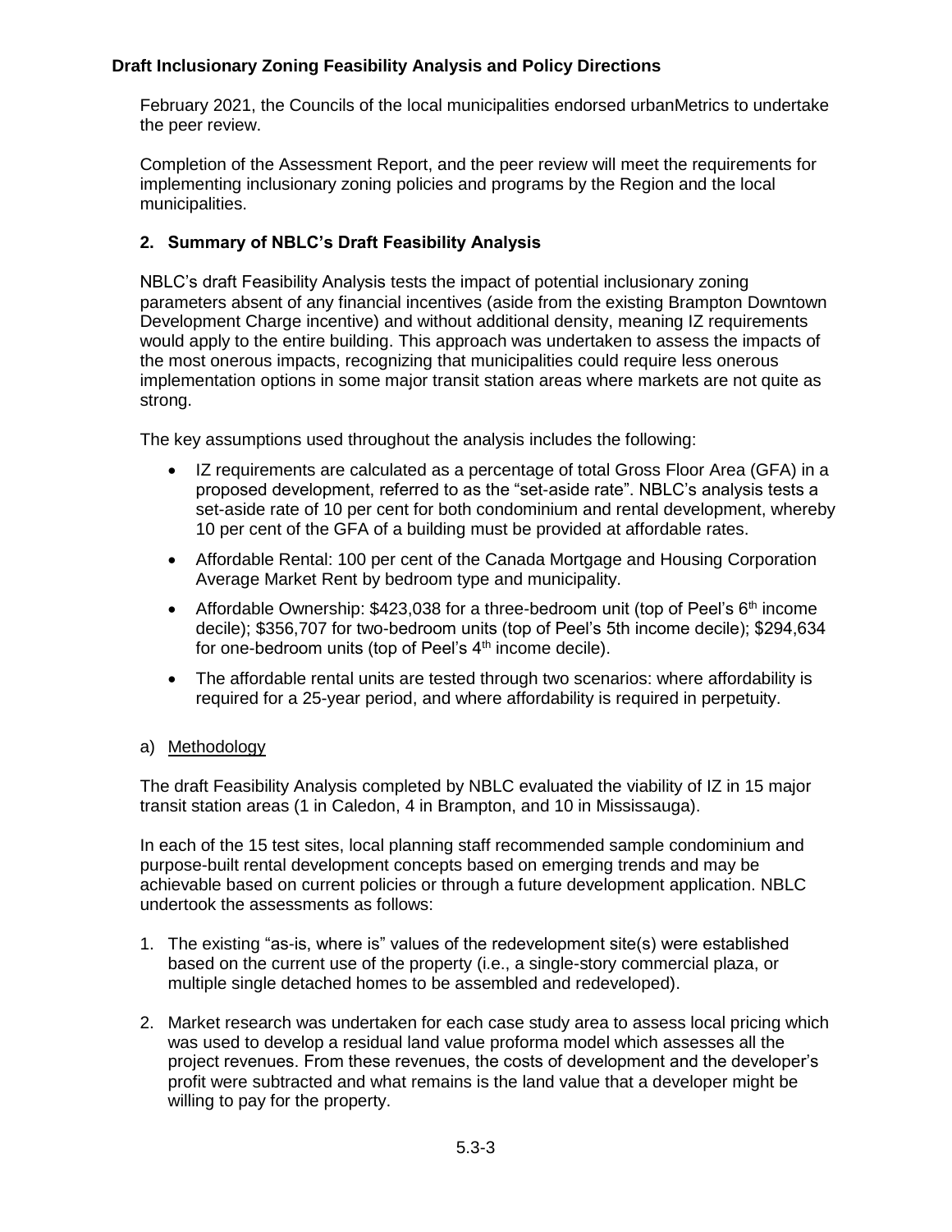February 2021, the Councils of the local municipalities endorsed urbanMetrics to undertake the peer review.

Completion of the Assessment Report, and the peer review will meet the requirements for implementing inclusionary zoning policies and programs by the Region and the local municipalities.

## 2. Summary of NBLC's Draft Feasibility Analysis

NBLC's draft Feasibility Analysis tests the impact of potential inclusionary zoning parameters absent of any financial incentives (aside from the existing Brampton Downtown Development Charge incentive) and without additional density, meaning IZ requirements would apply to the entire building. This approach was undertaken to assess the impacts of the most onerous impacts, recognizing that municipalities could require less onerous implementation options in some major transit station areas where markets are not quite as strong.

The key assumptions used throughout the analysis includes the following:

- IZ requirements are calculated as a percentage of total Gross Floor Area (GFA) in a proposed development, referred to as the "set-aside rate". NBLC's analysis tests a set-aside rate of 10 per cent for both condominium and rental development, whereby 10 per cent of the GFA of a building must be provided at affordable rates.
- Affordable Rental: 100 per cent of the Canada Mortgage and Housing Corporation Average Market Rent by bedroom type and municipality.
- Affordable Ownership: $423,038 for a three-bedroom unit (top of Peel's 6th income decile); $356,707 for two-bedroom units (top of Peel's 5th income decile); $294,634 for one-bedroom units (top of Peel's 4th income decile).
- The affordable rental units are tested through two scenarios: where affordability is required for a 25-year period, and where affordability is required in perpetuity.

### a) Methodology

The draft Feasibility Analysis completed by NBLC evaluated the viability of IZ in 15 major transit station areas (1 in Caledon, 4 in Brampton, and 10 in Mississauga).

In each of the 15 test sites, local planning staff recommended sample condominium and purpose-built rental development concepts based on emerging trends and may be achievable based on current policies or through a future development application. NBLC undertook the assessments as follows:

1. The existing "as-is, where is" values of the redevelopment site(s) were established based on the current use of the property (i.e., a single-story commercial plaza, or multiple single detached homes to be assembled and redeveloped).
2. Market research was undertaken for each case study area to assess local pricing which was used to develop a residual land value proforma model which assesses all the project revenues. From these revenues, the costs of development and the developer's profit were subtracted and what remains is the land value that a developer might be willing to pay for the property.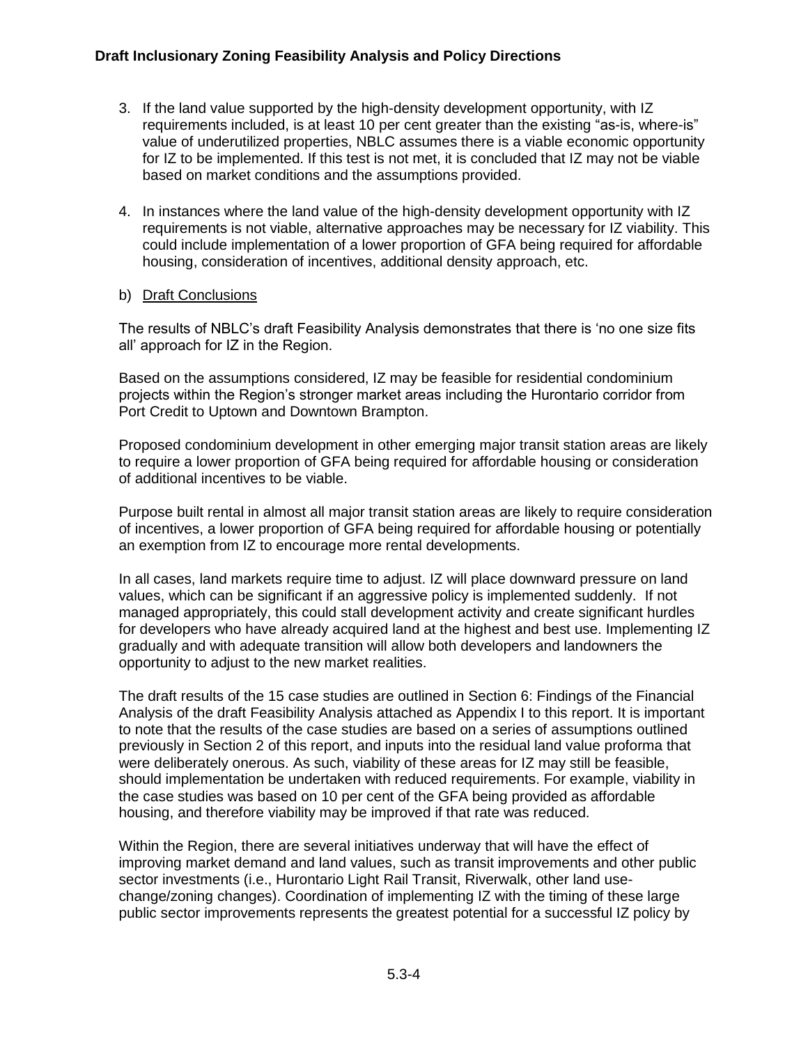3. If the land value supported by the high-density development opportunity, with IZ requirements included, is at least 10 per cent greater than the existing “as-is, where-is” value of underutilized properties, NBLC assumes there is a viable economic opportunity for IZ to be implemented. If this test is not met, it is concluded that IZ may not be viable based on market conditions and the assumptions provided.

4. In instances where the land value of the high-density development opportunity with IZ requirements is not viable, alternative approaches may be necessary for IZ viability. This could include implementation of a lower proportion of GFA being required for affordable housing, consideration of incentives, additional density approach, etc.

b) Draft Conclusions

The results of NBLC’s draft Feasibility Analysis demonstrates that there is ‘no one size fits all’ approach for IZ in the Region.

Based on the assumptions considered, IZ may be feasible for residential condominium projects within the Region’s stronger market areas including the Hurontario corridor from Port Credit to Uptown and Downtown Brampton.

Proposed condominium development in other emerging major transit station areas are likely to require a lower proportion of GFA being required for affordable housing or consideration of additional incentives to be viable.

Purpose built rental in almost all major transit station areas are likely to require consideration of incentives, a lower proportion of GFA being required for affordable housing or potentially an exemption from IZ to encourage more rental developments.

In all cases, land markets require time to adjust. IZ will place downward pressure on land values, which can be significant if an aggressive policy is implemented suddenly. If not managed appropriately, this could stall development activity and create significant hurdles for developers who have already acquired land at the highest and best use. Implementing IZ gradually and with adequate transition will allow both developers and landowners the opportunity to adjust to the new market realities.

The draft results of the 15 case studies are outlined in Section 6: Findings of the Financial Analysis of the draft Feasibility Analysis attached as Appendix I to this report. It is important to note that the results of the case studies are based on a series of assumptions outlined previously in Section 2 of this report, and inputs into the residual land value proforma that were deliberately onerous. As such, viability of these areas for IZ may still be feasible, should implementation be undertaken with reduced requirements. For example, viability in the case studies was based on 10 per cent of the GFA being provided as affordable housing, and therefore viability may be improved if that rate was reduced.

Within the Region, there are several initiatives underway that will have the effect of improving market demand and land values, such as transit improvements and other public sector investments (i.e., Hurontario Light Rail Transit, Riverwalk, other land use-change/zoning changes). Coordination of implementing IZ with the timing of these large public sector improvements represents the greatest potential for a successful IZ policy by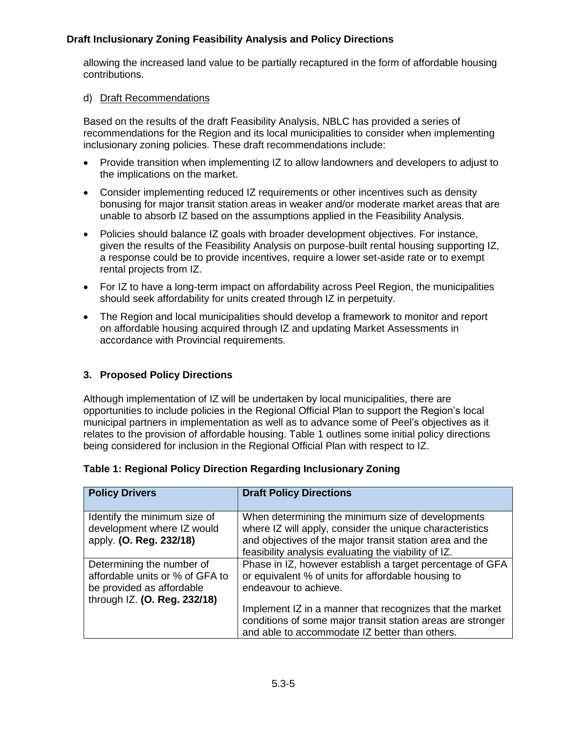allowing the increased land value to be partially recaptured in the form of affordable housing contributions.

d) Draft Recommendations

Based on the results of the draft Feasibility Analysis, NBLC has provided a series of recommendations for the Region and its local municipalities to consider when implementing inclusionary zoning policies. These draft recommendations include:

- Provide transition when implementing IZ to allow landowners and developers to adjust to the implications on the market.
- Consider implementing reduced IZ requirements or other incentives such as density bonusing for major transit station areas in weaker and/or moderate market areas that are unable to absorb IZ based on the assumptions applied in the Feasibility Analysis.
- Policies should balance IZ goals with broader development objectives. For instance, given the results of the Feasibility Analysis on purpose-built rental housing supporting IZ, a response could be to provide incentives, require a lower set-aside rate or to exempt rental projects from IZ.
- For IZ to have a long-term impact on affordability across Peel Region, the municipalities should seek affordability for units created through IZ in perpetuity.
- The Region and local municipalities should develop a framework to monitor and report on affordable housing acquired through IZ and updating Market Assessments in accordance with Provincial requirements.

## 3. Proposed Policy Directions

Although implementation of IZ will be undertaken by local municipalities, there are opportunities to include policies in the Regional Official Plan to support the Region's local municipal partners in implementation as well as to advance some of Peel's objectives as it relates to the provision of affordable housing. Table 1 outlines some initial policy directions being considered for inclusion in the Regional Official Plan with respect to IZ.

**Table 1: Regional Policy Direction Regarding Inclusionary Zoning**

| Policy Drivers | Draft Policy Directions |
|---|---|
| Identify the minimum size of development where IZ would apply. **(O. Reg. 232/18)** | When determining the minimum size of developments where IZ will apply, consider the unique characteristics and objectives of the major transit station area and the feasibility analysis evaluating the viability of IZ. |
| Determining the number of affordable units or % of GFA to be provided as affordable through IZ. **(O. Reg. 232/18)** | Phase in IZ, however establish a target percentage of GFA or equivalent % of units for affordable housing to endeavour to achieve.<br><br>Implement IZ in a manner that recognizes that the market conditions of some major transit station areas are stronger and able to accommodate IZ better than others. |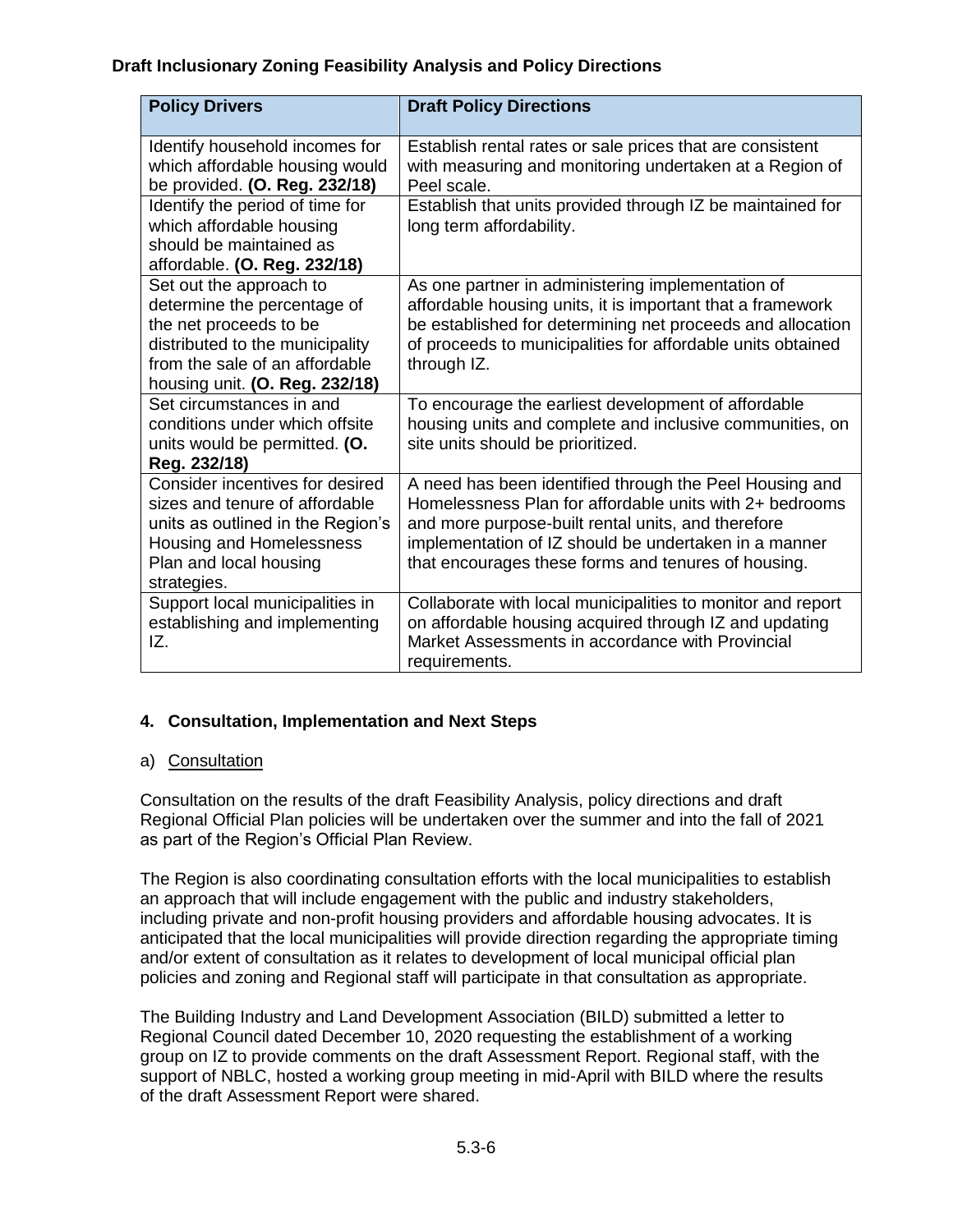**Draft Inclusionary Zoning Feasibility Analysis and Policy Directions**

| Policy Drivers | Draft Policy Directions |
|---|---|
| Identify household incomes for which affordable housing would be provided. **(O. Reg. 232/18)** | Establish rental rates or sale prices that are consistent with measuring and monitoring undertaken at a Region of Peel scale. |
| Identify the period of time for which affordable housing should be maintained as affordable. **(O. Reg. 232/18)** | Establish that units provided through IZ be maintained for long term affordability. |
| Set out the approach to determine the percentage of the net proceeds to be distributed to the municipality from the sale of an affordable housing unit. **(O. Reg. 232/18)** | As one partner in administering implementation of affordable housing units, it is important that a framework be established for determining net proceeds and allocation of proceeds to municipalities for affordable units obtained through IZ. |
| Set circumstances in and conditions under which offsite units would be permitted. **(O. Reg. 232/18)** | To encourage the earliest development of affordable housing units and complete and inclusive communities, on site units should be prioritized. |
| Consider incentives for desired sizes and tenure of affordable units as outlined in the Region's Housing and Homelessness Plan and local housing strategies. | A need has been identified through the Peel Housing and Homelessness Plan for affordable units with 2+ bedrooms and more purpose-built rental units, and therefore implementation of IZ should be undertaken in a manner that encourages these forms and tenures of housing. |
| Support local municipalities in establishing and implementing IZ. | Collaborate with local municipalities to monitor and report on affordable housing acquired through IZ and updating Market Assessments in accordance with Provincial requirements. |

## 4. Consultation, Implementation and Next Steps

### a) Consultation

Consultation on the results of the draft Feasibility Analysis, policy directions and draft Regional Official Plan policies will be undertaken over the summer and into the fall of 2021 as part of the Region's Official Plan Review.

The Region is also coordinating consultation efforts with the local municipalities to establish an approach that will include engagement with the public and industry stakeholders, including private and non-profit housing providers and affordable housing advocates. It is anticipated that the local municipalities will provide direction regarding the appropriate timing and/or extent of consultation as it relates to development of local municipal official plan policies and zoning and Regional staff will participate in that consultation as appropriate.

The Building Industry and Land Development Association (BILD) submitted a letter to Regional Council dated December 10, 2020 requesting the establishment of a working group on IZ to provide comments on the draft Assessment Report. Regional staff, with the support of NBLC, hosted a working group meeting in mid-April with BILD where the results of the draft Assessment Report were shared.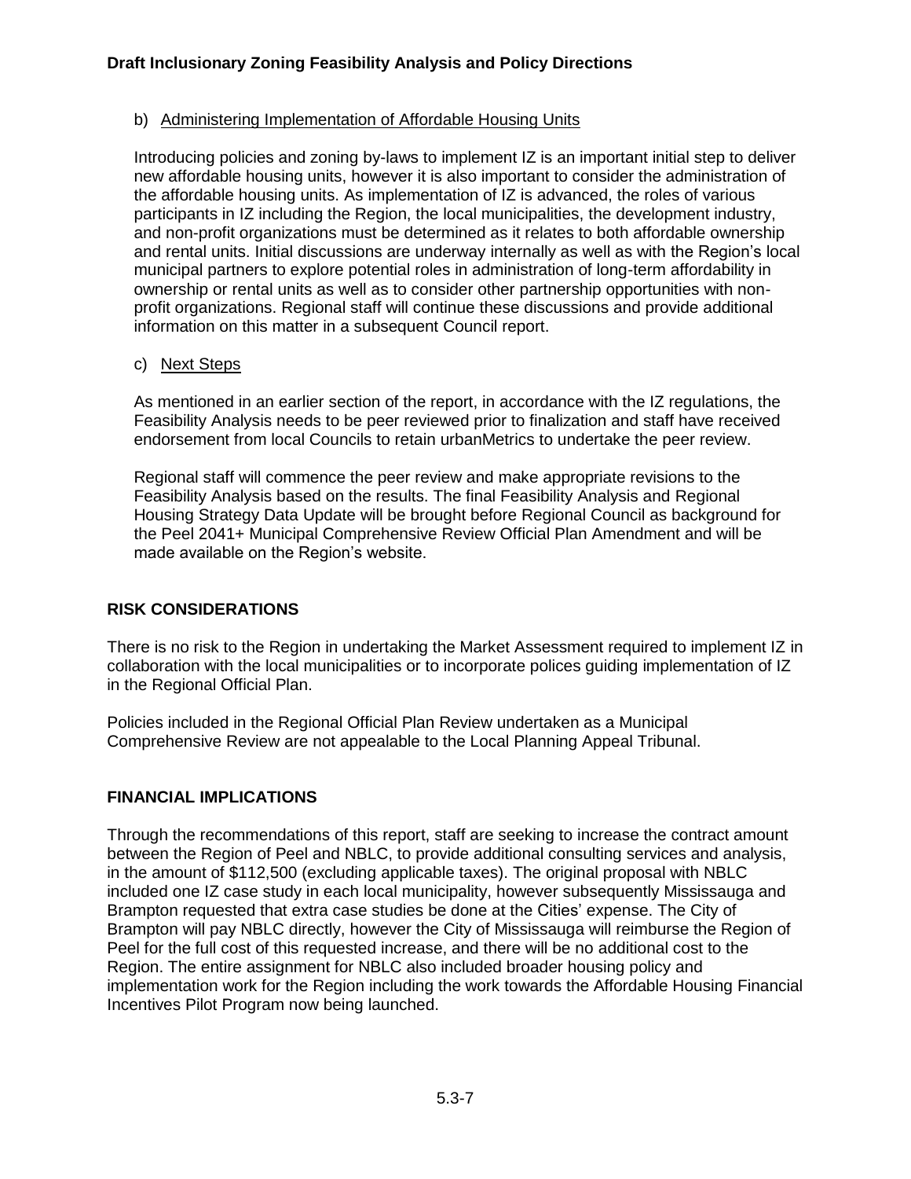b) Administering Implementation of Affordable Housing Units

Introducing policies and zoning by-laws to implement IZ is an important initial step to deliver new affordable housing units, however it is also important to consider the administration of the affordable housing units. As implementation of IZ is advanced, the roles of various participants in IZ including the Region, the local municipalities, the development industry, and non-profit organizations must be determined as it relates to both affordable ownership and rental units. Initial discussions are underway internally as well as with the Region's local municipal partners to explore potential roles in administration of long-term affordability in ownership or rental units as well as to consider other partnership opportunities with non-profit organizations. Regional staff will continue these discussions and provide additional information on this matter in a subsequent Council report.

c) Next Steps

As mentioned in an earlier section of the report, in accordance with the IZ regulations, the Feasibility Analysis needs to be peer reviewed prior to finalization and staff have received endorsement from local Councils to retain urbanMetrics to undertake the peer review.

Regional staff will commence the peer review and make appropriate revisions to the Feasibility Analysis based on the results. The final Feasibility Analysis and Regional Housing Strategy Data Update will be brought before Regional Council as background for the Peel 2041+ Municipal Comprehensive Review Official Plan Amendment and will be made available on the Region's website.

## RISK CONSIDERATIONS

There is no risk to the Region in undertaking the Market Assessment required to implement IZ in collaboration with the local municipalities or to incorporate polices guiding implementation of IZ in the Regional Official Plan.

Policies included in the Regional Official Plan Review undertaken as a Municipal Comprehensive Review are not appealable to the Local Planning Appeal Tribunal.

## FINANCIAL IMPLICATIONS

Through the recommendations of this report, staff are seeking to increase the contract amount between the Region of Peel and NBLC, to provide additional consulting services and analysis, in the amount of $112,500 (excluding applicable taxes). The original proposal with NBLC included one IZ case study in each local municipality, however subsequently Mississauga and Brampton requested that extra case studies be done at the Cities' expense. The City of Brampton will pay NBLC directly, however the City of Mississauga will reimburse the Region of Peel for the full cost of this requested increase, and there will be no additional cost to the Region. The entire assignment for NBLC also included broader housing policy and implementation work for the Region including the work towards the Affordable Housing Financial Incentives Pilot Program now being launched.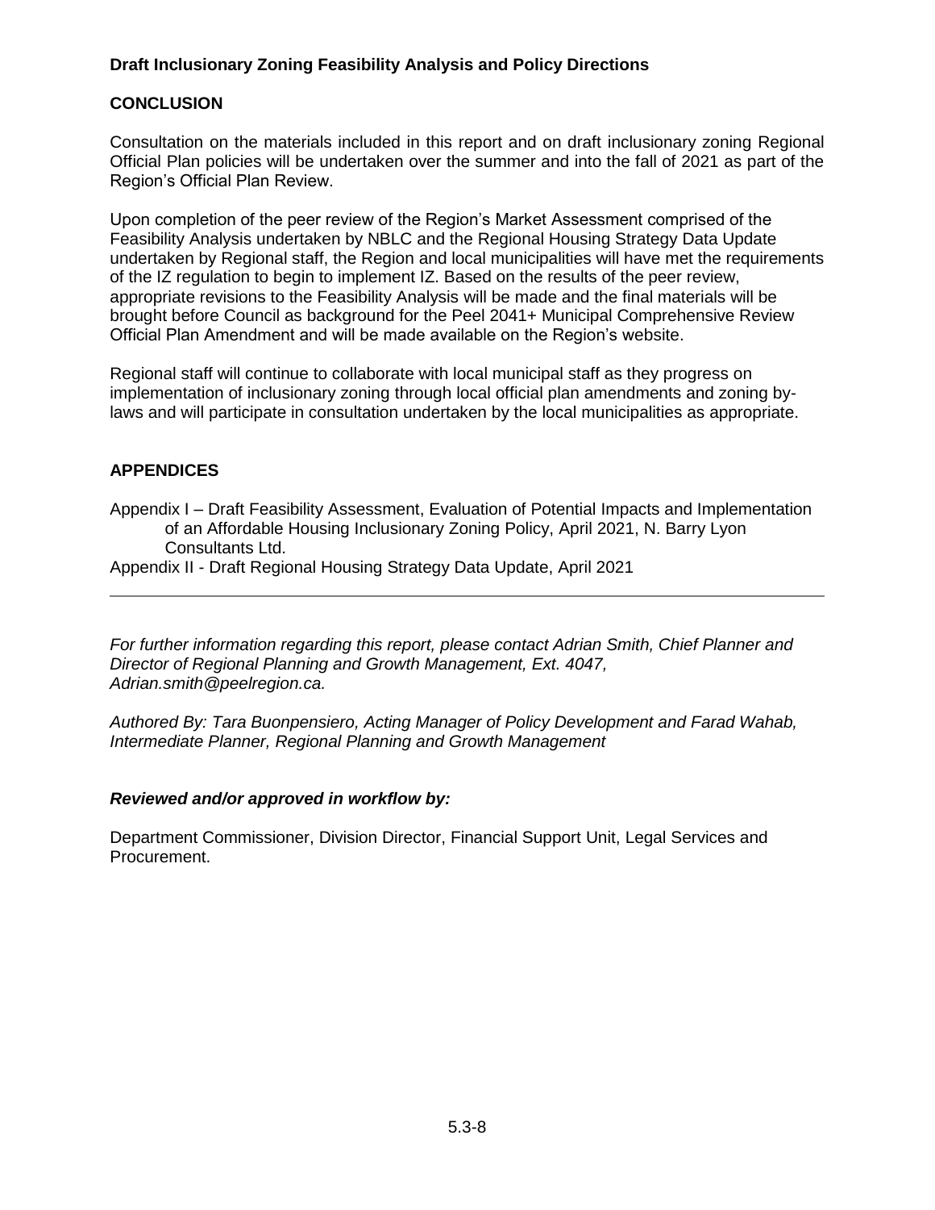**Draft Inclusionary Zoning Feasibility Analysis and Policy Directions**

## CONCLUSION

Consultation on the materials included in this report and on draft inclusionary zoning Regional Official Plan policies will be undertaken over the summer and into the fall of 2021 as part of the Region's Official Plan Review.

Upon completion of the peer review of the Region's Market Assessment comprised of the Feasibility Analysis undertaken by NBLC and the Regional Housing Strategy Data Update undertaken by Regional staff, the Region and local municipalities will have met the requirements of the IZ regulation to begin to implement IZ. Based on the results of the peer review, appropriate revisions to the Feasibility Analysis will be made and the final materials will be brought before Council as background for the Peel 2041+ Municipal Comprehensive Review Official Plan Amendment and will be made available on the Region's website.

Regional staff will continue to collaborate with local municipal staff as they progress on implementation of inclusionary zoning through local official plan amendments and zoning by-laws and will participate in consultation undertaken by the local municipalities as appropriate.

## APPENDICES

Appendix I – Draft Feasibility Assessment, Evaluation of Potential Impacts and Implementation of an Affordable Housing Inclusionary Zoning Policy, April 2021, N. Barry Lyon Consultants Ltd.

Appendix II - Draft Regional Housing Strategy Data Update, April 2021

---

*For further information regarding this report, please contact Adrian Smith, Chief Planner and Director of Regional Planning and Growth Management, Ext. 4047, Adrian.smith@peelregion.ca.*

*Authored By: Tara Buonpensiero, Acting Manager of Policy Development and Farad Wahab, Intermediate Planner, Regional Planning and Growth Management*

***Reviewed and/or approved in workflow by:***

Department Commissioner, Division Director, Financial Support Unit, Legal Services and Procurement.